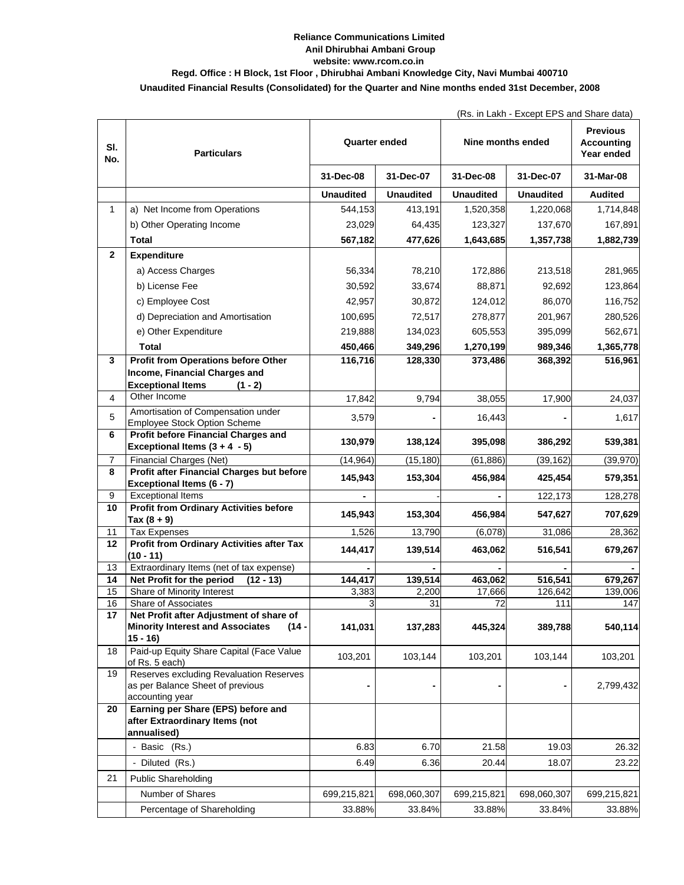**Reliance Communications Limited**
**Anil Dhirubhai Ambani Group**
**website: www.rcom.co.in**
**Regd. Office : H Block, 1st Floor , Dhirubhai Ambani Knowledge City, Navi Mumbai 400710**
**Unaudited Financial Results (Consolidated) for the Quarter and Nine months ended 31st December, 2008**

(Rs. in Lakh - Except EPS and Share data)

| Sl. No. | Particulars | Quarter ended | | Nine months ended | | Previous Accounting Year ended |
|---|---|---|---|---|---|---|
| | | 31-Dec-08 | 31-Dec-07 | 31-Dec-08 | 31-Dec-07 | 31-Mar-08 |
| | | Unaudited | Unaudited | Unaudited | Unaudited | Audited |
| 1 | a) Net Income from Operations | 544,153 | 413,191 | 1,520,358 | 1,220,068 | 1,714,848 |
| | b) Other Operating Income | 23,029 | 64,435 | 123,327 | 137,670 | 167,891 |
| | **Total** | **567,182** | **477,626** | **1,643,685** | **1,357,738** | **1,882,739** |
| **2** | **Expenditure** | | | | | |
| | a) Access Charges | 56,334 | 78,210 | 172,886 | 213,518 | 281,965 |
| | b) License Fee | 30,592 | 33,674 | 88,871 | 92,692 | 123,864 |
| | c) Employee Cost | 42,957 | 30,872 | 124,012 | 86,070 | 116,752 |
| | d) Depreciation and Amortisation | 100,695 | 72,517 | 278,877 | 201,967 | 280,526 |
| | e) Other Expenditure | 219,888 | 134,023 | 605,553 | 395,099 | 562,671 |
| | **Total** | **450,466** | **349,296** | **1,270,199** | **989,346** | **1,365,778** |
| **3** | **Profit from Operations before Other Income, Financial Charges and Exceptional Items (1 - 2)** | **116,716** | **128,330** | **373,486** | **368,392** | **516,961** |
| 4 | Other Income | 17,842 | 9,794 | 38,055 | 17,900 | 24,037 |
| 5 | Amortisation of Compensation under Employee Stock Option Scheme | 3,579 | - | 16,443 | - | 1,617 |
| **6** | **Profit before Financial Charges and Exceptional Items (3 + 4 - 5)** | **130,979** | **138,124** | **395,098** | **386,292** | **539,381** |
| 7 | Financial Charges (Net) | (14,964) | (15,180) | (61,886) | (39,162) | (39,970) |
| **8** | **Profit after Financial Charges but before Exceptional Items (6 - 7)** | **145,943** | **153,304** | **456,984** | **425,454** | **579,351** |
| 9 | Exceptional Items | - | - | - | 122,173 | 128,278 |
| **10** | **Profit from Ordinary Activities before Tax (8 + 9)** | **145,943** | **153,304** | **456,984** | **547,627** | **707,629** |
| 11 | Tax Expenses | 1,526 | 13,790 | (6,078) | 31,086 | 28,362 |
| **12** | **Profit from Ordinary Activities after Tax (10 - 11)** | **144,417** | **139,514** | **463,062** | **516,541** | **679,267** |
| 13 | Extraordinary Items (net of tax expense) | - | - | - | - | - |
| **14** | **Net Profit for the period (12 - 13)** | **144,417** | **139,514** | **463,062** | **516,541** | **679,267** |
| 15 | Share of Minority Interest | 3,383 | 2,200 | 17,666 | 126,642 | 139,006 |
| 16 | Share of Associates | 3 | 31 | 72 | 111 | 147 |
| **17** | **Net Profit after Adjustment of share of Minority Interest and Associates (14 - 15 - 16)** | **141,031** | **137,283** | **445,324** | **389,788** | **540,114** |
| 18 | Paid-up Equity Share Capital (Face Value of Rs. 5 each) | 103,201 | 103,144 | 103,201 | 103,144 | 103,201 |
| 19 | Reserves excluding Revaluation Reserves as per Balance Sheet of previous accounting year | - | - | - | - | 2,799,432 |
| **20** | **Earning per Share (EPS) before and after Extraordinary Items (not annualised)** | | | | | |
| | - Basic (Rs.) | 6.83 | 6.70 | 21.58 | 19.03 | 26.32 |
| | - Diluted (Rs.) | 6.49 | 6.36 | 20.44 | 18.07 | 23.22 |
| 21 | Public Shareholding | | | | | |
| | Number of Shares | 699,215,821 | 698,060,307 | 699,215,821 | 698,060,307 | 699,215,821 |
| | Percentage of Shareholding | 33.88% | 33.84% | 33.88% | 33.84% | 33.88% |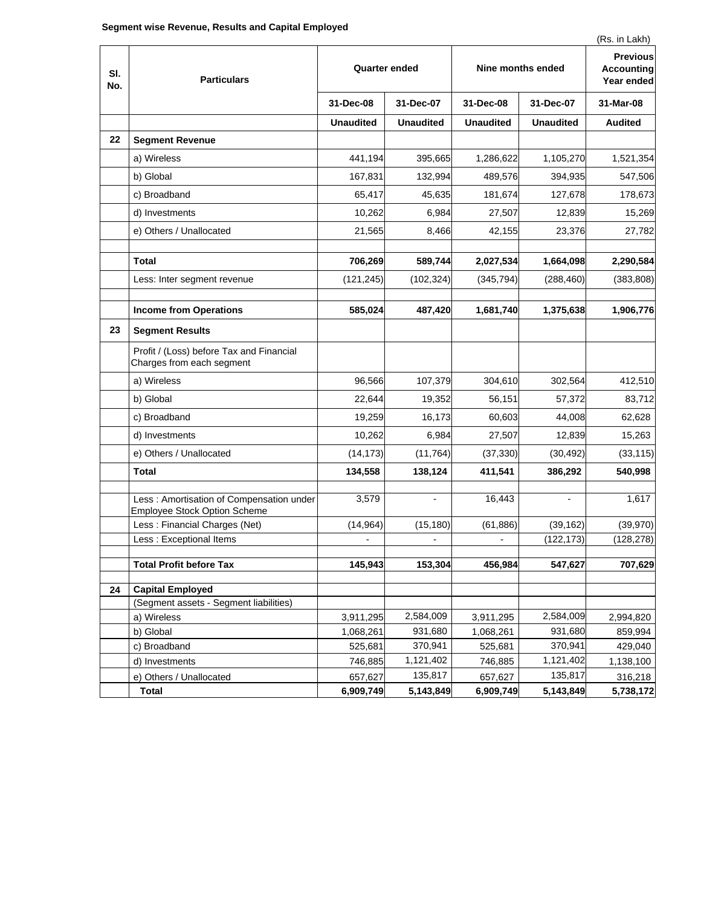**Segment wise Revenue, Results and Capital Employed**

(Rs. in Lakh)

| Sl. No. | Particulars | Quarter ended | | Nine months ended | | Previous Accounting Year ended |
|---|---|---|---|---|---|---|
| | | 31-Dec-08 | 31-Dec-07 | 31-Dec-08 | 31-Dec-07 | 31-Mar-08 |
| | | Unaudited | Unaudited | Unaudited | Unaudited | Audited |
| 22 | **Segment Revenue** | | | | | |
| | a) Wireless | 441,194 | 395,665 | 1,286,622 | 1,105,270 | 1,521,354 |
| | b) Global | 167,831 | 132,994 | 489,576 | 394,935 | 547,506 |
| | c) Broadband | 65,417 | 45,635 | 181,674 | 127,678 | 178,673 |
| | d) Investments | 10,262 | 6,984 | 27,507 | 12,839 | 15,269 |
| | e) Others / Unallocated | 21,565 | 8,466 | 42,155 | 23,376 | 27,782 |
| | **Total** | **706,269** | **589,744** | **2,027,534** | **1,664,098** | **2,290,584** |
| | Less: Inter segment revenue | (121,245) | (102,324) | (345,794) | (288,460) | (383,808) |
| | **Income from Operations** | **585,024** | **487,420** | **1,681,740** | **1,375,638** | **1,906,776** |
| 23 | **Segment Results** | | | | | |
| | Profit / (Loss) before Tax and Financial Charges from each segment | | | | | |
| | a) Wireless | 96,566 | 107,379 | 304,610 | 302,564 | 412,510 |
| | b) Global | 22,644 | 19,352 | 56,151 | 57,372 | 83,712 |
| | c) Broadband | 19,259 | 16,173 | 60,603 | 44,008 | 62,628 |
| | d) Investments | 10,262 | 6,984 | 27,507 | 12,839 | 15,263 |
| | e) Others / Unallocated | (14,173) | (11,764) | (37,330) | (30,492) | (33,115) |
| | **Total** | **134,558** | **138,124** | **411,541** | **386,292** | **540,998** |
| | Less : Amortisation of Compensation under Employee Stock Option Scheme | 3,579 | - | 16,443 | - | 1,617 |
| | Less : Financial Charges (Net) | (14,964) | (15,180) | (61,886) | (39,162) | (39,970) |
| | Less : Exceptional Items | - | - | - | (122,173) | (128,278) |
| | **Total Profit before Tax** | **145,943** | **153,304** | **456,984** | **547,627** | **707,629** |
| 24 | **Capital Employed** | | | | | |
| | (Segment assets - Segment liabilities) | | | | | |
| | a) Wireless | 3,911,295 | 2,584,009 | 3,911,295 | 2,584,009 | 2,994,820 |
| | b) Global | 1,068,261 | 931,680 | 1,068,261 | 931,680 | 859,994 |
| | c) Broadband | 525,681 | 370,941 | 525,681 | 370,941 | 429,040 |
| | d) Investments | 746,885 | 1,121,402 | 746,885 | 1,121,402 | 1,138,100 |
| | e) Others / Unallocated | 657,627 | 135,817 | 657,627 | 135,817 | 316,218 |
| | **Total** | **6,909,749** | **5,143,849** | **6,909,749** | **5,143,849** | **5,738,172** |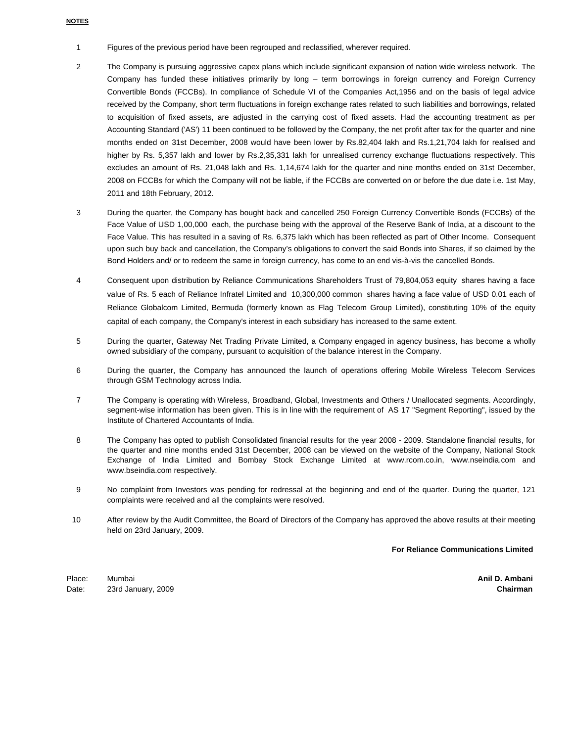**NOTES**

1. Figures of the previous period have been regrouped and reclassified, wherever required.

2. The Company is pursuing aggressive capex plans which include significant expansion of nation wide wireless network. The Company has funded these initiatives primarily by long – term borrowings in foreign currency and Foreign Currency Convertible Bonds (FCCBs). In compliance of Schedule VI of the Companies Act,1956 and on the basis of legal advice received by the Company, short term fluctuations in foreign exchange rates related to such liabilities and borrowings, related to acquisition of fixed assets, are adjusted in the carrying cost of fixed assets. Had the accounting treatment as per Accounting Standard ('AS') 11 been continued to be followed by the Company, the net profit after tax for the quarter and nine months ended on 31st December, 2008 would have been lower by Rs.82,404 lakh and Rs.1,21,704 lakh for realised and higher by Rs. 5,357 lakh and lower by Rs.2,35,331 lakh for unrealised currency exchange fluctuations respectively. This excludes an amount of Rs. 21,048 lakh and Rs. 1,14,674 lakh for the quarter and nine months ended on 31st December, 2008 on FCCBs for which the Company will not be liable, if the FCCBs are converted on or before the due date i.e. 1st May, 2011 and 18th February, 2012.

3. During the quarter, the Company has bought back and cancelled 250 Foreign Currency Convertible Bonds (FCCBs) of the Face Value of USD 1,00,000 each, the purchase being with the approval of the Reserve Bank of India, at a discount to the Face Value. This has resulted in a saving of Rs. 6,375 lakh which has been reflected as part of Other Income. Consequent upon such buy back and cancellation, the Company's obligations to convert the said Bonds into Shares, if so claimed by the Bond Holders and/ or to redeem the same in foreign currency, has come to an end vis-à-vis the cancelled Bonds.

4. Consequent upon distribution by Reliance Communications Shareholders Trust of 79,804,053 equity shares having a face value of Rs. 5 each of Reliance Infratel Limited and 10,300,000 common shares having a face value of USD 0.01 each of Reliance Globalcom Limited, Bermuda (formerly known as Flag Telecom Group Limited), constituting 10% of the equity capital of each company, the Company's interest in each subsidiary has increased to the same extent.

5. During the quarter, Gateway Net Trading Private Limited, a Company engaged in agency business, has become a wholly owned subsidiary of the company, pursuant to acquisition of the balance interest in the Company.

6. During the quarter, the Company has announced the launch of operations offering Mobile Wireless Telecom Services through GSM Technology across India.

7. The Company is operating with Wireless, Broadband, Global, Investments and Others / Unallocated segments. Accordingly, segment-wise information has been given. This is in line with the requirement of AS 17 "Segment Reporting", issued by the Institute of Chartered Accountants of India.

8. The Company has opted to publish Consolidated financial results for the year 2008 - 2009. Standalone financial results, for the quarter and nine months ended 31st December, 2008 can be viewed on the website of the Company, National Stock Exchange of India Limited and Bombay Stock Exchange Limited at www.rcom.co.in, www.nseindia.com and www.bseindia.com respectively.

9. No complaint from Investors was pending for redressal at the beginning and end of the quarter. During the quarter, 121 complaints were received and all the complaints were resolved.

10. After review by the Audit Committee, the Board of Directors of the Company has approved the above results at their meeting held on 23rd January, 2009.

**For Reliance Communications Limited**

Place: Mumbai
Date: 23rd January, 2009

**Anil D. Ambani**
**Chairman**